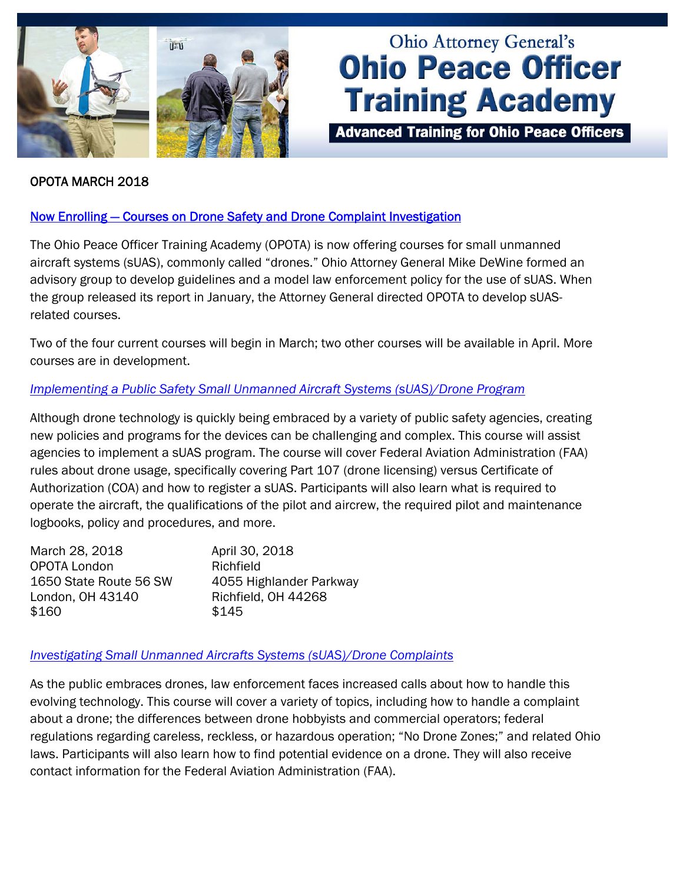# Ohio Attorney General's Ohio Peace Officer Training Academy

**Advanced Training for Ohio Peace Officers**

OPOTA MARCH 2018

## Now Enrolling — Courses on Drone Safety and Drone Complaint Investigation

The Ohio Peace Officer Training Academy (OPOTA) is now offering courses for small unmanned aircraft systems (sUAS), commonly called "drones." Ohio Attorney General Mike DeWine formed an advisory group to develop guidelines and a model law enforcement policy for the use of sUAS. When the group released its report in January, the Attorney General directed OPOTA to develop sUAS-related courses.

Two of the four current courses will begin in March; two other courses will be available in April. More courses are in development.

### *Implementing a Public Safety Small Unmanned Aircraft Systems (sUAS)/Drone Program*

Although drone technology is quickly being embraced by a variety of public safety agencies, creating new policies and programs for the devices can be challenging and complex. This course will assist agencies to implement a sUAS program. The course will cover Federal Aviation Administration (FAA) rules about drone usage, specifically covering Part 107 (drone licensing) versus Certificate of Authorization (COA) and how to register a sUAS. Participants will also learn what is required to operate the aircraft, the qualifications of the pilot and aircrew, the required pilot and maintenance logbooks, policy and procedures, and more.

March 28, 2018
OPOTA London
1650 State Route 56 SW
London, OH 43140
$160

April 30, 2018
Richfield
4055 Highlander Parkway
Richfield, OH 44268
$145

### *Investigating Small Unmanned Aircrafts Systems (sUAS)/Drone Complaints*

As the public embraces drones, law enforcement faces increased calls about how to handle this evolving technology. This course will cover a variety of topics, including how to handle a complaint about a drone; the differences between drone hobbyists and commercial operators; federal regulations regarding careless, reckless, or hazardous operation; "No Drone Zones;" and related Ohio laws. Participants will also learn how to find potential evidence on a drone. They will also receive contact information for the Federal Aviation Administration (FAA).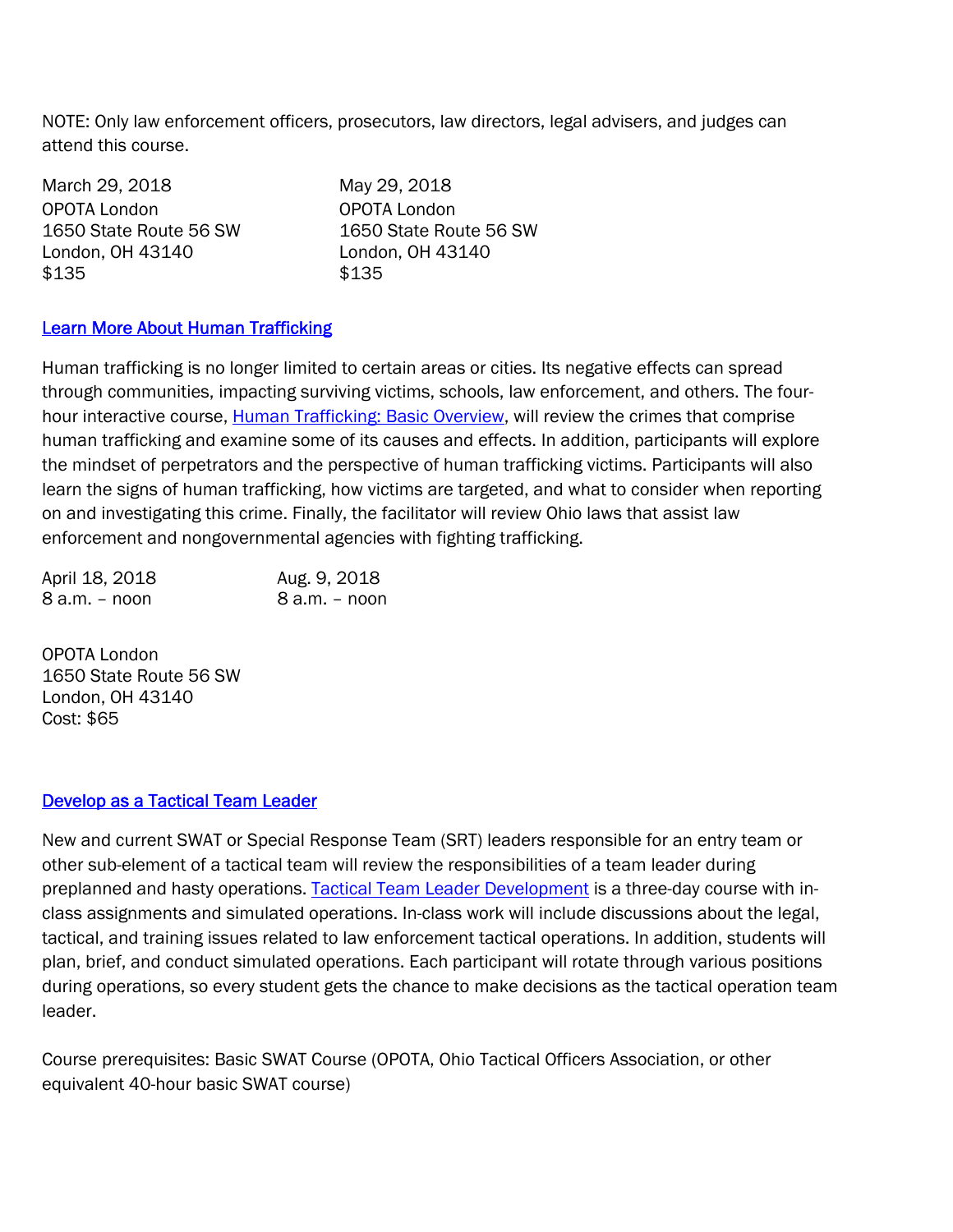NOTE: Only law enforcement officers, prosecutors, law directors, legal advisers, and judges can attend this course.

March 29, 2018
OPOTA London
1650 State Route 56 SW
London, OH 43140
$135

May 29, 2018
OPOTA London
1650 State Route 56 SW
London, OH 43140
$135

## [Learn More About Human Trafficking]

Human trafficking is no longer limited to certain areas or cities. Its negative effects can spread through communities, impacting surviving victims, schools, law enforcement, and others. The four-hour interactive course, [Human Trafficking: Basic Overview], will review the crimes that comprise human trafficking and examine some of its causes and effects. In addition, participants will explore the mindset of perpetrators and the perspective of human trafficking victims. Participants will also learn the signs of human trafficking, how victims are targeted, and what to consider when reporting on and investigating this crime. Finally, the facilitator will review Ohio laws that assist law enforcement and nongovernmental agencies with fighting trafficking.

April 18, 2018
8 a.m. – noon

Aug. 9, 2018
8 a.m. – noon

OPOTA London
1650 State Route 56 SW
London, OH 43140
Cost: $65

## [Develop as a Tactical Team Leader]

New and current SWAT or Special Response Team (SRT) leaders responsible for an entry team or other sub-element of a tactical team will review the responsibilities of a team leader during preplanned and hasty operations. [Tactical Team Leader Development] is a three-day course with in-class assignments and simulated operations. In-class work will include discussions about the legal, tactical, and training issues related to law enforcement tactical operations. In addition, students will plan, brief, and conduct simulated operations. Each participant will rotate through various positions during operations, so every student gets the chance to make decisions as the tactical operation team leader.

Course prerequisites: Basic SWAT Course (OPOTA, Ohio Tactical Officers Association, or other equivalent 40-hour basic SWAT course)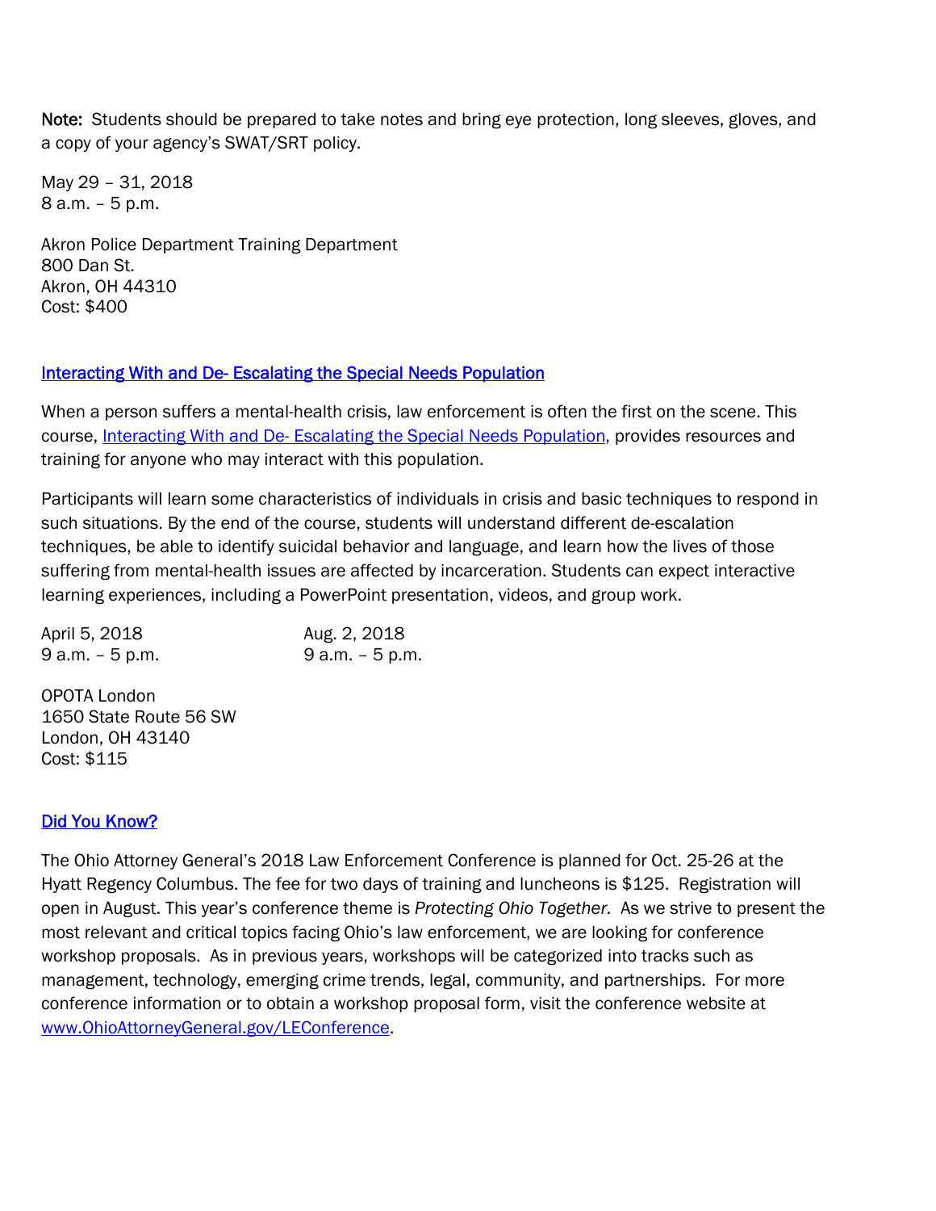**Note:** Students should be prepared to take notes and bring eye protection, long sleeves, gloves, and a copy of your agency's SWAT/SRT policy.

May 29 – 31, 2018
8 a.m. – 5 p.m.

Akron Police Department Training Department
800 Dan St.
Akron, OH 44310
Cost: $400

## Interacting With and De- Escalating the Special Needs Population

When a person suffers a mental-health crisis, law enforcement is often the first on the scene. This course, Interacting With and De- Escalating the Special Needs Population, provides resources and training for anyone who may interact with this population.

Participants will learn some characteristics of individuals in crisis and basic techniques to respond in such situations. By the end of the course, students will understand different de-escalation techniques, be able to identify suicidal behavior and language, and learn how the lives of those suffering from mental-health issues are affected by incarceration. Students can expect interactive learning experiences, including a PowerPoint presentation, videos, and group work.

April 5, 2018
9 a.m. – 5 p.m.

Aug. 2, 2018
9 a.m. – 5 p.m.

OPOTA London
1650 State Route 56 SW
London, OH 43140
Cost: $115

## Did You Know?

The Ohio Attorney General's 2018 Law Enforcement Conference is planned for Oct. 25-26 at the Hyatt Regency Columbus. The fee for two days of training and luncheons is $125. Registration will open in August. This year's conference theme is *Protecting Ohio Together.* As we strive to present the most relevant and critical topics facing Ohio's law enforcement, we are looking for conference workshop proposals. As in previous years, workshops will be categorized into tracks such as management, technology, emerging crime trends, legal, community, and partnerships. For more conference information or to obtain a workshop proposal form, visit the conference website at www.OhioAttorneyGeneral.gov/LEConference.